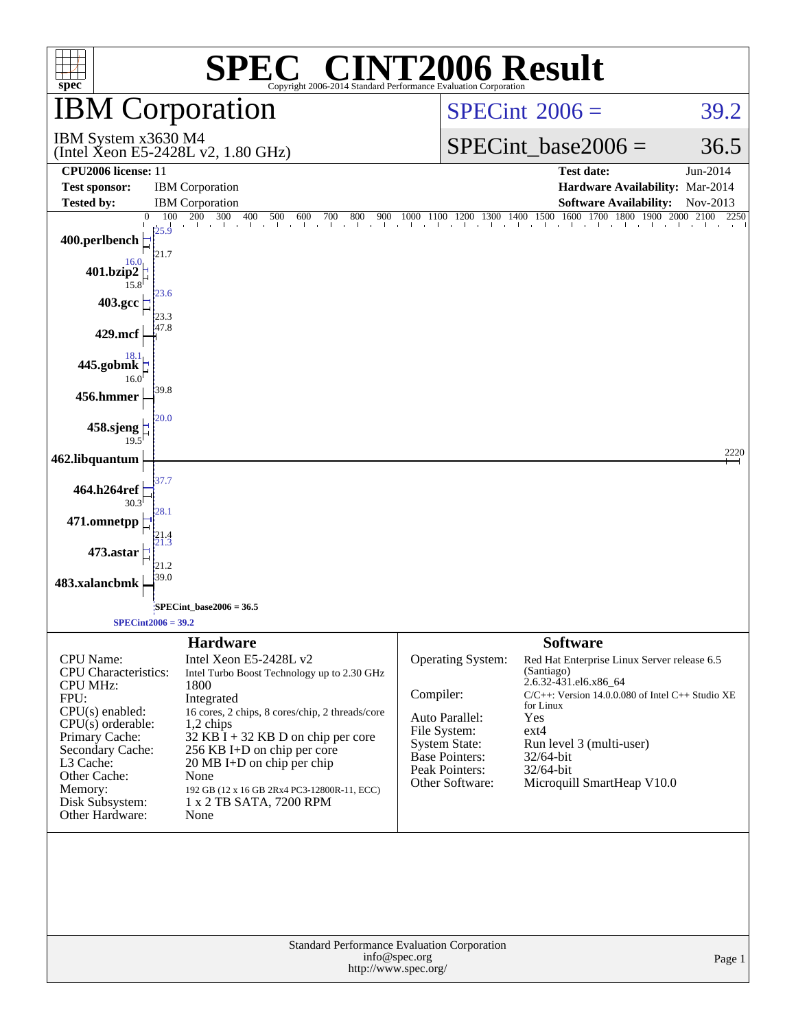# SPEC® CINT2006 Result

Copyright 2006-2014 Standard Performance Evaluation Corporation

## IBM Corporation

IBM System x3630 M4
(Intel Xeon E5-2428L v2, 1.80 GHz)

SPECint 2006 = 39.2

SPECint_base2006 = 36.5

| | | | |
|---|---|---|---|
| **CPU2006 license:** 11 | | **Test date:** | Jun-2014 |
| **Test sponsor:** | IBM Corporation | **Hardware Availability:** | Mar-2014 |
| **Tested by:** | IBM Corporation | **Software Availability:** | Nov-2013 |

| Benchmark | Peak | Base |
|---|---|---|
| 400.perlbench | 25.9 | 21.7 |
| 401.bzip2 | 16.0 | 15.8 |
| 403.gcc | 23.6 | 23.3 |
| 429.mcf | 47.8 | |
| 445.gobmk | 18.1 | 16.0 |
| 456.hmmer | 39.8 | |
| 458.sjeng | 20.0 | 19.5 |
| 462.libquantum | 2220 | |
| 464.h264ref | 37.7 | 30.3 |
| 471.omnetpp | 28.1 | 21.4 |
| 473.astar | 21.3 | 21.2 |
| 483.xalancbmk | 39.0 | |

SPECint_base2006 = 36.5

SPECint2006 = 39.2

### Hardware

| | |
|---|---|
| CPU Name: | Intel Xeon E5-2428L v2 |
| CPU Characteristics: | Intel Turbo Boost Technology up to 2.30 GHz |
| CPU MHz: | 1800 |
| FPU: | Integrated |
| CPU(s) enabled: | 16 cores, 2 chips, 8 cores/chip, 2 threads/core |
| CPU(s) orderable: | 1,2 chips |
| Primary Cache: | 32 KB I + 32 KB D on chip per core |
| Secondary Cache: | 256 KB I+D on chip per core |
| L3 Cache: | 20 MB I+D on chip per chip |
| Other Cache: | None |
| Memory: | 192 GB (12 x 16 GB 2Rx4 PC3-12800R-11, ECC) |
| Disk Subsystem: | 1 x 2 TB SATA, 7200 RPM |
| Other Hardware: | None |

### Software

| | |
|---|---|
| Operating System: | Red Hat Enterprise Linux Server release 6.5 (Santiago) 2.6.32-431.el6.x86_64 |
| Compiler: | C/C++: Version 14.0.0.080 of Intel C++ Studio XE for Linux |
| Auto Parallel: | Yes |
| File System: | ext4 |
| System State: | Run level 3 (multi-user) |
| Base Pointers: | 32/64-bit |
| Peak Pointers: | 32/64-bit |
| Other Software: | Microquill SmartHeap V10.0 |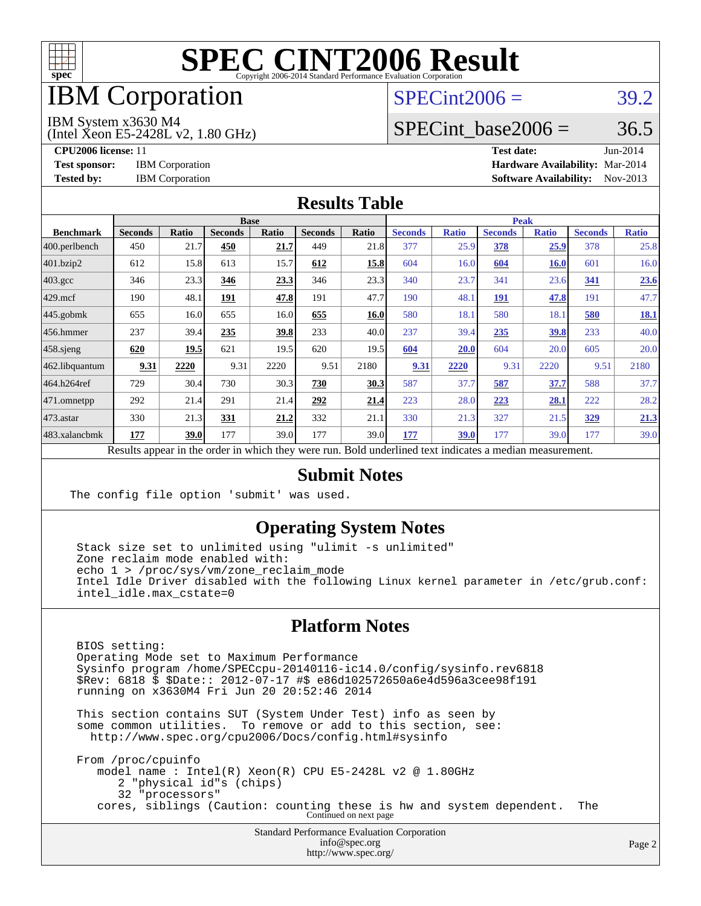# SPEC CINT2006 Result

Copyright 2006-2014 Standard Performance Evaluation Corporation

# IBM Corporation

IBM System x3630 M4
(Intel Xeon E5-2428L v2, 1.80 GHz)

SPECint2006 = 39.2

SPECint_base2006 = 36.5

**CPU2006 license:** 11 | **Test date:** Jun-2014
**Test sponsor:** IBM Corporation | **Hardware Availability:** Mar-2014
**Tested by:** IBM Corporation | **Software Availability:** Nov-2013

## Results Table

| Benchmark | Base | | | | | | Peak | | | | | |
|---|---|---|---|---|---|---|---|---|---|---|---|---|
| | Seconds | Ratio | Seconds | Ratio | Seconds | Ratio | Seconds | Ratio | Seconds | Ratio | Seconds | Ratio |
| 400.perlbench | 450 | 21.7 | **450** | **21.7** | 449 | 21.8 | 377 | 25.9 | **378** | **25.9** | 378 | 25.8 |
| 401.bzip2 | 612 | 15.8 | 613 | 15.7 | **612** | **15.8** | 604 | 16.0 | **604** | **16.0** | 601 | 16.0 |
| 403.gcc | 346 | 23.3 | **346** | **23.3** | 346 | 23.3 | 340 | 23.7 | 341 | 23.6 | **341** | **23.6** |
| 429.mcf | 190 | 48.1 | **191** | **47.8** | 191 | 47.7 | 190 | 48.1 | **191** | **47.8** | 191 | 47.7 |
| 445.gobmk | 655 | 16.0 | 655 | 16.0 | **655** | **16.0** | 580 | 18.1 | 580 | 18.1 | **580** | **18.1** |
| 456.hmmer | 237 | 39.4 | **235** | **39.8** | 233 | 40.0 | 237 | 39.4 | **235** | **39.8** | 233 | 40.0 |
| 458.sjeng | **620** | **19.5** | 621 | 19.5 | 620 | 19.5 | **604** | **20.0** | 604 | 20.0 | 605 | 20.0 |
| 462.libquantum | **9.31** | **2220** | 9.31 | 2220 | 9.51 | 2180 | **9.31** | **2220** | 9.31 | 2220 | 9.51 | 2180 |
| 464.h264ref | 729 | 30.4 | 730 | 30.3 | **730** | **30.3** | 587 | 37.7 | **587** | **37.7** | 588 | 37.7 |
| 471.omnetpp | 292 | 21.4 | 291 | 21.4 | **292** | **21.4** | 223 | 28.0 | **223** | **28.1** | 222 | 28.2 |
| 473.astar | 330 | 21.3 | **331** | **21.2** | 332 | 21.1 | 330 | 21.3 | 327 | 21.5 | **329** | **21.3** |
| 483.xalancbmk | **177** | **39.0** | 177 | 39.0 | 177 | 39.0 | **177** | **39.0** | 177 | 39.0 | 177 | 39.0 |

Results appear in the order in which they were run. Bold underlined text indicates a median measurement.

## Submit Notes

```
The config file option 'submit' was used.
```

## Operating System Notes

```
Stack size set to unlimited using "ulimit -s unlimited"
Zone reclaim mode enabled with:
echo 1 > /proc/sys/vm/zone_reclaim_mode
Intel Idle Driver disabled with the following Linux kernel parameter in /etc/grub.conf:
intel_idle.max_cstate=0
```

## Platform Notes

```
BIOS setting:
Operating Mode set to Maximum Performance
Sysinfo program /home/SPECcpu-20140116-ic14.0/config/sysinfo.rev6818
$Rev: 6818 $ $Date:: 2012-07-17 #$ e86d102572650a6e4d596a3cee98f191
running on x3630M4 Fri Jun 20 20:52:46 2014

This section contains SUT (System Under Test) info as seen by
some common utilities.  To remove or add to this section, see:
  http://www.spec.org/cpu2006/Docs/config.html#sysinfo

From /proc/cpuinfo
   model name : Intel(R) Xeon(R) CPU E5-2428L v2 @ 1.80GHz
      2 "physical id"s (chips)
      32 "processors"
   cores, siblings (Caution: counting these is hw and system dependent.  The
```

Continued on next page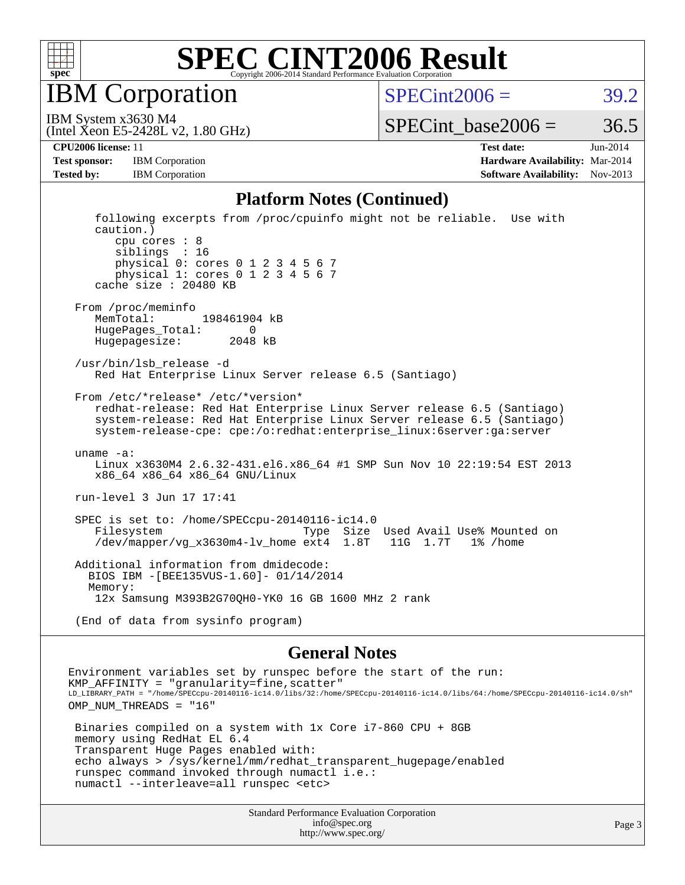# SPEC CINT2006 Result

## IBM Corporation

IBM System x3630 M4
(Intel Xeon E5-2428L v2, 1.80 GHz)

SPECint2006 = 39.2

SPECint_base2006 = 36.5

| | | | |
|---|---|---|---|
| **CPU2006 license:** 11 | | **Test date:** | Jun-2014 |
| **Test sponsor:** | IBM Corporation | **Hardware Availability:** | Mar-2014 |
| **Tested by:** | IBM Corporation | **Software Availability:** | Nov-2013 |

### Platform Notes (Continued)

```
    following excerpts from /proc/cpuinfo might not be reliable.  Use with
    caution.)
       cpu cores : 8
       siblings  : 16
       physical 0: cores 0 1 2 3 4 5 6 7
       physical 1: cores 0 1 2 3 4 5 6 7
    cache size : 20480 KB

 From /proc/meminfo
    MemTotal:       198461904 kB
    HugePages_Total:       0
    Hugepagesize:       2048 kB

 /usr/bin/lsb_release -d
    Red Hat Enterprise Linux Server release 6.5 (Santiago)

 From /etc/*release* /etc/*version*
    redhat-release: Red Hat Enterprise Linux Server release 6.5 (Santiago)
    system-release: Red Hat Enterprise Linux Server release 6.5 (Santiago)
    system-release-cpe: cpe:/o:redhat:enterprise_linux:6server:ga:server

 uname -a:
    Linux x3630M4 2.6.32-431.el6.x86_64 #1 SMP Sun Nov 10 22:19:54 EST 2013
    x86_64 x86_64 x86_64 GNU/Linux

 run-level 3 Jun 17 17:41

 SPEC is set to: /home/SPECcpu-20140116-ic14.0
    Filesystem                    Type  Size  Used Avail Use% Mounted on
    /dev/mapper/vg_x3630m4-lv_home ext4  1.8T   11G  1.7T   1% /home

 Additional information from dmidecode:
   BIOS IBM -[BEE135VUS-1.60]- 01/14/2014
   Memory:
    12x Samsung M393B2G70QH0-YK0 16 GB 1600 MHz 2 rank

 (End of data from sysinfo program)
```

### General Notes

```
Environment variables set by runspec before the start of the run:
KMP_AFFINITY = "granularity=fine,scatter"
LD_LIBRARY_PATH = "/home/SPECcpu-20140116-ic14.0/libs/32:/home/SPECcpu-20140116-ic14.0/libs/64:/home/SPECcpu-20140116-ic14.0/sh"
OMP_NUM_THREADS = "16"

 Binaries compiled on a system with 1x Core i7-860 CPU + 8GB
 memory using RedHat EL 6.4
 Transparent Huge Pages enabled with:
 echo always > /sys/kernel/mm/redhat_transparent_hugepage/enabled
 runspec command invoked through numactl i.e.:
 numactl --interleave=all runspec <etc>
```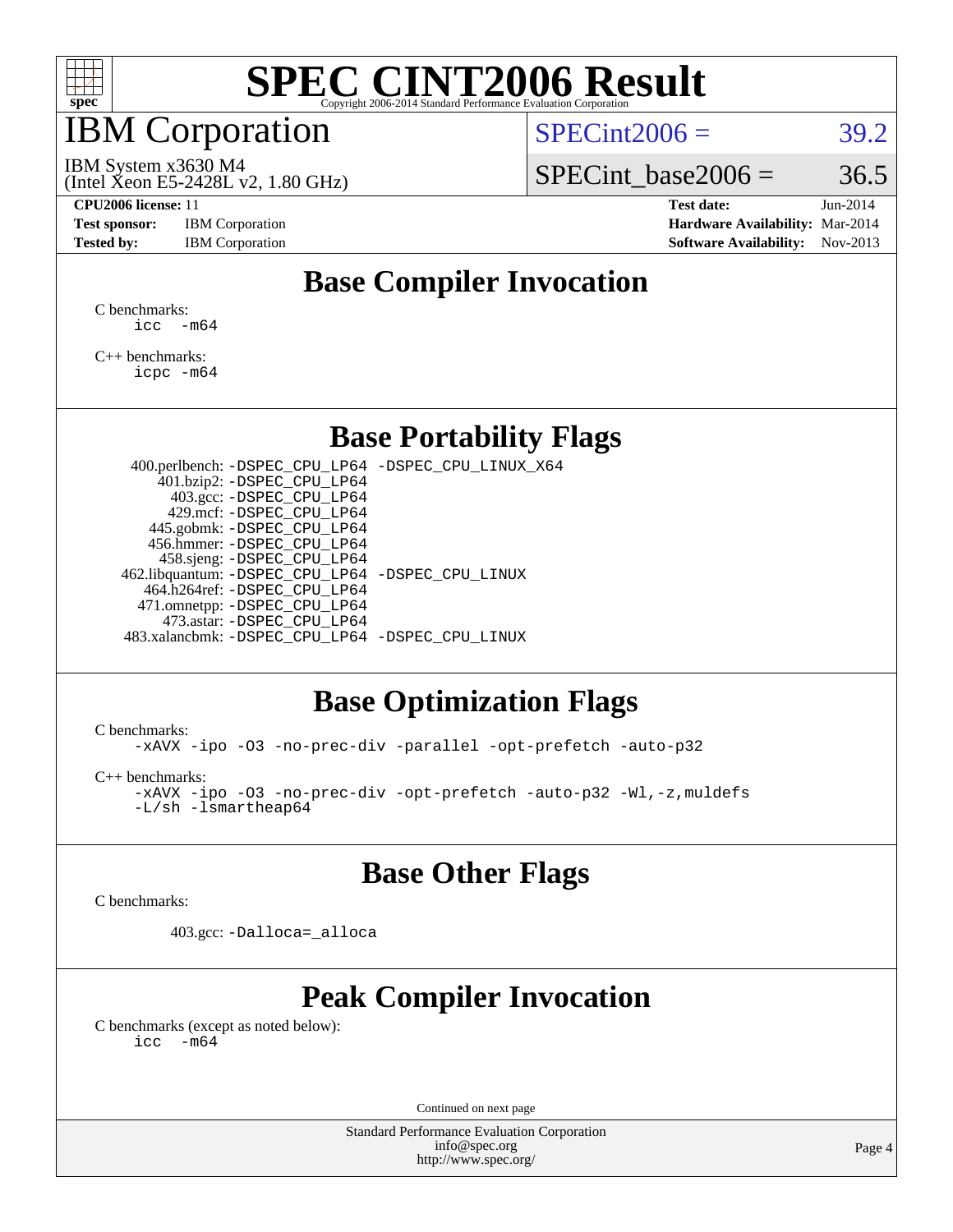# SPEC CINT2006 Result

Copyright 2006-2014 Standard Performance Evaluation Corporation

## IBM Corporation

IBM System x3630 M4
(Intel Xeon E5-2428L v2, 1.80 GHz)

SPECint2006 = 39.2

SPECint_base2006 = 36.5

**CPU2006 license:** 11
**Test sponsor:** IBM Corporation
**Tested by:** IBM Corporation

**Test date:** Jun-2014
**Hardware Availability:** Mar-2014
**Software Availability:** Nov-2013

## Base Compiler Invocation

C benchmarks:
```
icc  -m64
```

C++ benchmarks:
```
icpc -m64
```

## Base Portability Flags

| Benchmark | Flags |
|---|---|
| 400.perlbench: | -DSPEC_CPU_LP64 -DSPEC_CPU_LINUX_X64 |
| 401.bzip2: | -DSPEC_CPU_LP64 |
| 403.gcc: | -DSPEC_CPU_LP64 |
| 429.mcf: | -DSPEC_CPU_LP64 |
| 445.gobmk: | -DSPEC_CPU_LP64 |
| 456.hmmer: | -DSPEC_CPU_LP64 |
| 458.sjeng: | -DSPEC_CPU_LP64 |
| 462.libquantum: | -DSPEC_CPU_LP64 -DSPEC_CPU_LINUX |
| 464.h264ref: | -DSPEC_CPU_LP64 |
| 471.omnetpp: | -DSPEC_CPU_LP64 |
| 473.astar: | -DSPEC_CPU_LP64 |
| 483.xalancbmk: | -DSPEC_CPU_LP64 -DSPEC_CPU_LINUX |

## Base Optimization Flags

C benchmarks:
```
-xAVX -ipo -O3 -no-prec-div -parallel -opt-prefetch -auto-p32
```

C++ benchmarks:
```
-xAVX -ipo -O3 -no-prec-div -opt-prefetch -auto-p32 -Wl,-z,muldefs
-L/sh -lsmartheap64
```

## Base Other Flags

C benchmarks:

403.gcc: `-Dalloca=_alloca`

## Peak Compiler Invocation

C benchmarks (except as noted below):
```
icc  -m64
```

Continued on next page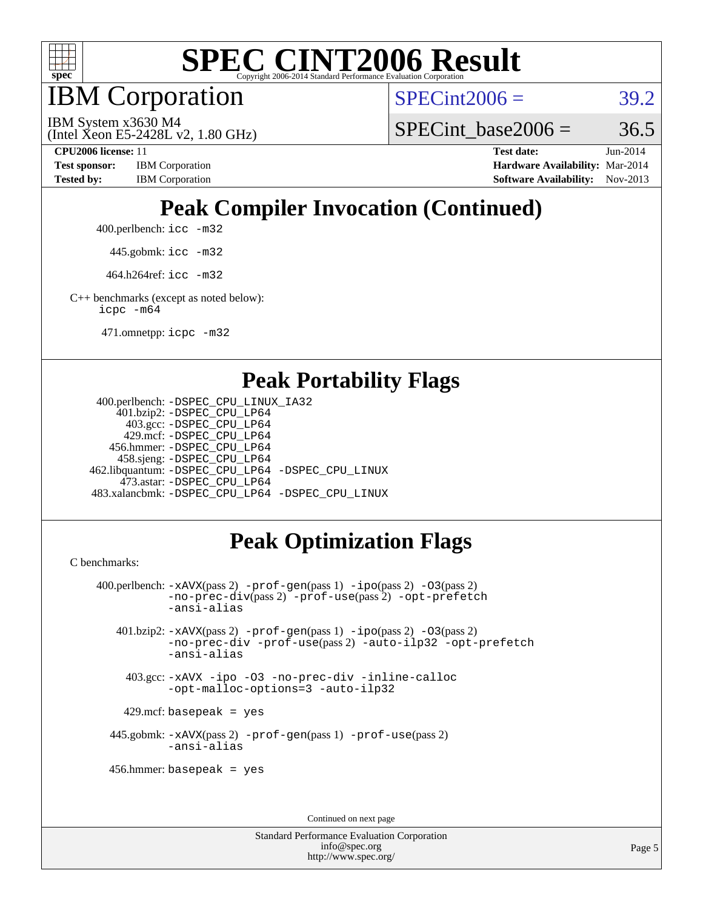# SPEC CINT2006 Result

Copyright 2006-2014 Standard Performance Evaluation Corporation

## IBM Corporation

IBM System x3630 M4
(Intel Xeon E5-2428L v2, 1.80 GHz)

SPECint2006 = 39.2

SPECint_base2006 = 36.5

**CPU2006 license:** 11
**Test sponsor:** IBM Corporation
**Tested by:** IBM Corporation

**Test date:** Jun-2014
**Hardware Availability:** Mar-2014
**Software Availability:** Nov-2013

## Peak Compiler Invocation (Continued)

400.perlbench: `icc -m32`

445.gobmk: `icc -m32`

464.h264ref: `icc -m32`

C++ benchmarks (except as noted below):
`icpc -m64`

471.omnetpp: `icpc -m32`

## Peak Portability Flags

400.perlbench: `-DSPEC_CPU_LINUX_IA32`
401.bzip2: `-DSPEC_CPU_LP64`
403.gcc: `-DSPEC_CPU_LP64`
429.mcf: `-DSPEC_CPU_LP64`
456.hmmer: `-DSPEC_CPU_LP64`
458.sjeng: `-DSPEC_CPU_LP64`
462.libquantum: `-DSPEC_CPU_LP64 -DSPEC_CPU_LINUX`
473.astar: `-DSPEC_CPU_LP64`
483.xalancbmk: `-DSPEC_CPU_LP64 -DSPEC_CPU_LINUX`

## Peak Optimization Flags

C benchmarks:

400.perlbench: `-xAVX`(pass 2) `-prof-gen`(pass 1) `-ipo`(pass 2) `-O3`(pass 2) `-no-prec-div`(pass 2) `-prof-use`(pass 2) `-opt-prefetch` `-ansi-alias`

401.bzip2: `-xAVX`(pass 2) `-prof-gen`(pass 1) `-ipo`(pass 2) `-O3`(pass 2) `-no-prec-div` `-prof-use`(pass 2) `-auto-ilp32` `-opt-prefetch` `-ansi-alias`

403.gcc: `-xAVX -ipo -O3 -no-prec-div -inline-calloc -opt-malloc-options=3 -auto-ilp32`

429.mcf: `basepeak = yes`

445.gobmk: `-xAVX`(pass 2) `-prof-gen`(pass 1) `-prof-use`(pass 2) `-ansi-alias`

456.hmmer: `basepeak = yes`

Continued on next page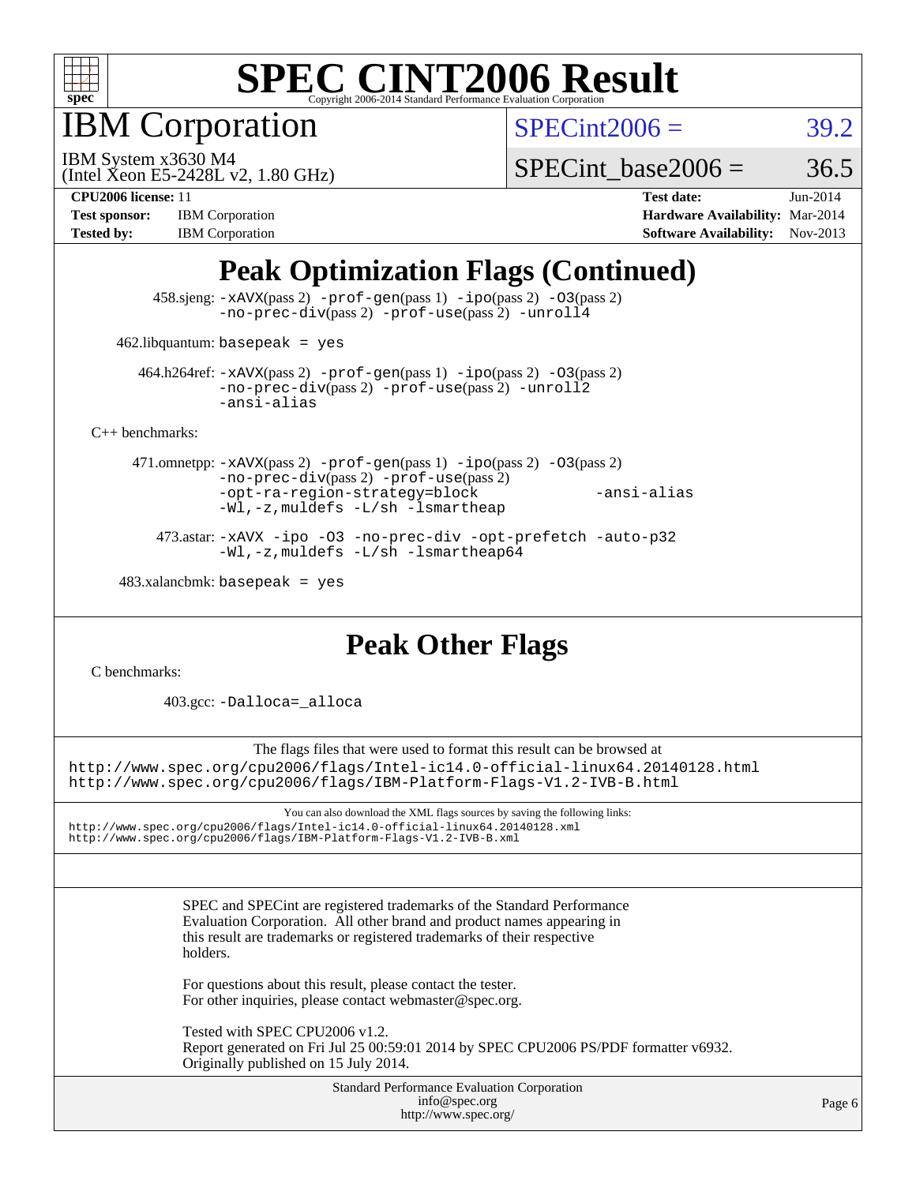# SPEC CINT2006 Result

Copyright 2006-2014 Standard Performance Evaluation Corporation

## IBM Corporation

IBM System x3630 M4
(Intel Xeon E5-2428L v2, 1.80 GHz)

SPECint2006 = 39.2

SPECint_base2006 = 36.5

| | | | |
|---|---|---|---|
| **CPU2006 license:** 11 | | **Test date:** | Jun-2014 |
| **Test sponsor:** | IBM Corporation | **Hardware Availability:** | Mar-2014 |
| **Tested by:** | IBM Corporation | **Software Availability:** | Nov-2013 |

## Peak Optimization Flags (Continued)

458.sjeng: -xAVX(pass 2) -prof-gen(pass 1) -ipo(pass 2) -O3(pass 2) -no-prec-div(pass 2) -prof-use(pass 2) -unroll4

462.libquantum: basepeak = yes

464.h264ref: -xAVX(pass 2) -prof-gen(pass 1) -ipo(pass 2) -O3(pass 2) -no-prec-div(pass 2) -prof-use(pass 2) -unroll2 -ansi-alias

C++ benchmarks:

471.omnetpp: -xAVX(pass 2) -prof-gen(pass 1) -ipo(pass 2) -O3(pass 2) -no-prec-div(pass 2) -prof-use(pass 2) -opt-ra-region-strategy=block -ansi-alias -Wl,-z,muldefs -L/sh -lsmartheap

473.astar: -xAVX -ipo -O3 -no-prec-div -opt-prefetch -auto-p32 -Wl,-z,muldefs -L/sh -lsmartheap64

483.xalancbmk: basepeak = yes

## Peak Other Flags

C benchmarks:

403.gcc: -Dalloca=_alloca

The flags files that were used to format this result can be browsed at
http://www.spec.org/cpu2006/flags/Intel-ic14.0-official-linux64.20140128.html
http://www.spec.org/cpu2006/flags/IBM-Platform-Flags-V1.2-IVB-B.html

You can also download the XML flags sources by saving the following links:
http://www.spec.org/cpu2006/flags/Intel-ic14.0-official-linux64.20140128.xml
http://www.spec.org/cpu2006/flags/IBM-Platform-Flags-V1.2-IVB-B.xml

SPEC and SPECint are registered trademarks of the Standard Performance Evaluation Corporation. All other brand and product names appearing in this result are trademarks or registered trademarks of their respective holders.

For questions about this result, please contact the tester.
For other inquiries, please contact webmaster@spec.org.

Tested with SPEC CPU2006 v1.2.
Report generated on Fri Jul 25 00:59:01 2014 by SPEC CPU2006 PS/PDF formatter v6932.
Originally published on 15 July 2014.

Standard Performance Evaluation Corporation
info@spec.org
http://www.spec.org/